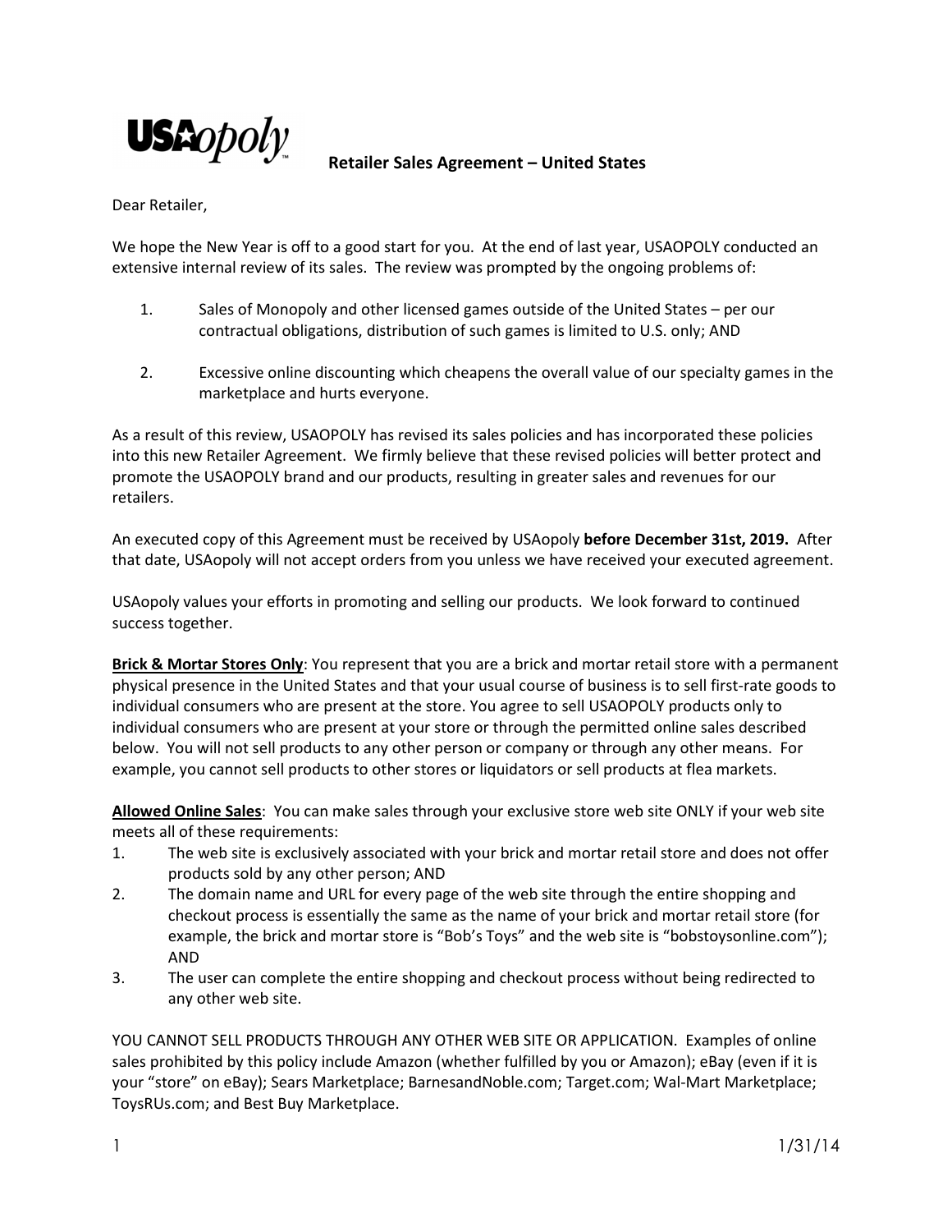USAopoly

# Retailer Sales Agreement – United States

Dear Retailer,

We hope the New Year is off to a good start for you. At the end of last year, USAOPOLY conducted an extensive internal review of its sales. The review was prompted by the ongoing problems of:

1. Sales of Monopoly and other licensed games outside of the United States – per our contractual obligations, distribution of such games is limited to U.S. only; AND

2. Excessive online discounting which cheapens the overall value of our specialty games in the marketplace and hurts everyone.

As a result of this review, USAOPOLY has revised its sales policies and has incorporated these policies into this new Retailer Agreement. We firmly believe that these revised policies will better protect and promote the USAOPOLY brand and our products, resulting in greater sales and revenues for our retailers.

An executed copy of this Agreement must be received by USAopoly **before December 31st, 2019.** After that date, USAopoly will not accept orders from you unless we have received your executed agreement.

USAopoly values your efforts in promoting and selling our products. We look forward to continued success together.

**Brick & Mortar Stores Only**: You represent that you are a brick and mortar retail store with a permanent physical presence in the United States and that your usual course of business is to sell first-rate goods to individual consumers who are present at the store. You agree to sell USAOPOLY products only to individual consumers who are present at your store or through the permitted online sales described below. You will not sell products to any other person or company or through any other means. For example, you cannot sell products to other stores or liquidators or sell products at flea markets.

**Allowed Online Sales**: You can make sales through your exclusive store web site ONLY if your web site meets all of these requirements:

1. The web site is exclusively associated with your brick and mortar retail store and does not offer products sold by any other person; AND
2. The domain name and URL for every page of the web site through the entire shopping and checkout process is essentially the same as the name of your brick and mortar retail store (for example, the brick and mortar store is "Bob's Toys" and the web site is "bobstoysonline.com"); AND
3. The user can complete the entire shopping and checkout process without being redirected to any other web site.

YOU CANNOT SELL PRODUCTS THROUGH ANY OTHER WEB SITE OR APPLICATION. Examples of online sales prohibited by this policy include Amazon (whether fulfilled by you or Amazon); eBay (even if it is your "store" on eBay); Sears Marketplace; BarnesandNoble.com; Target.com; Wal-Mart Marketplace; ToysRUs.com; and Best Buy Marketplace.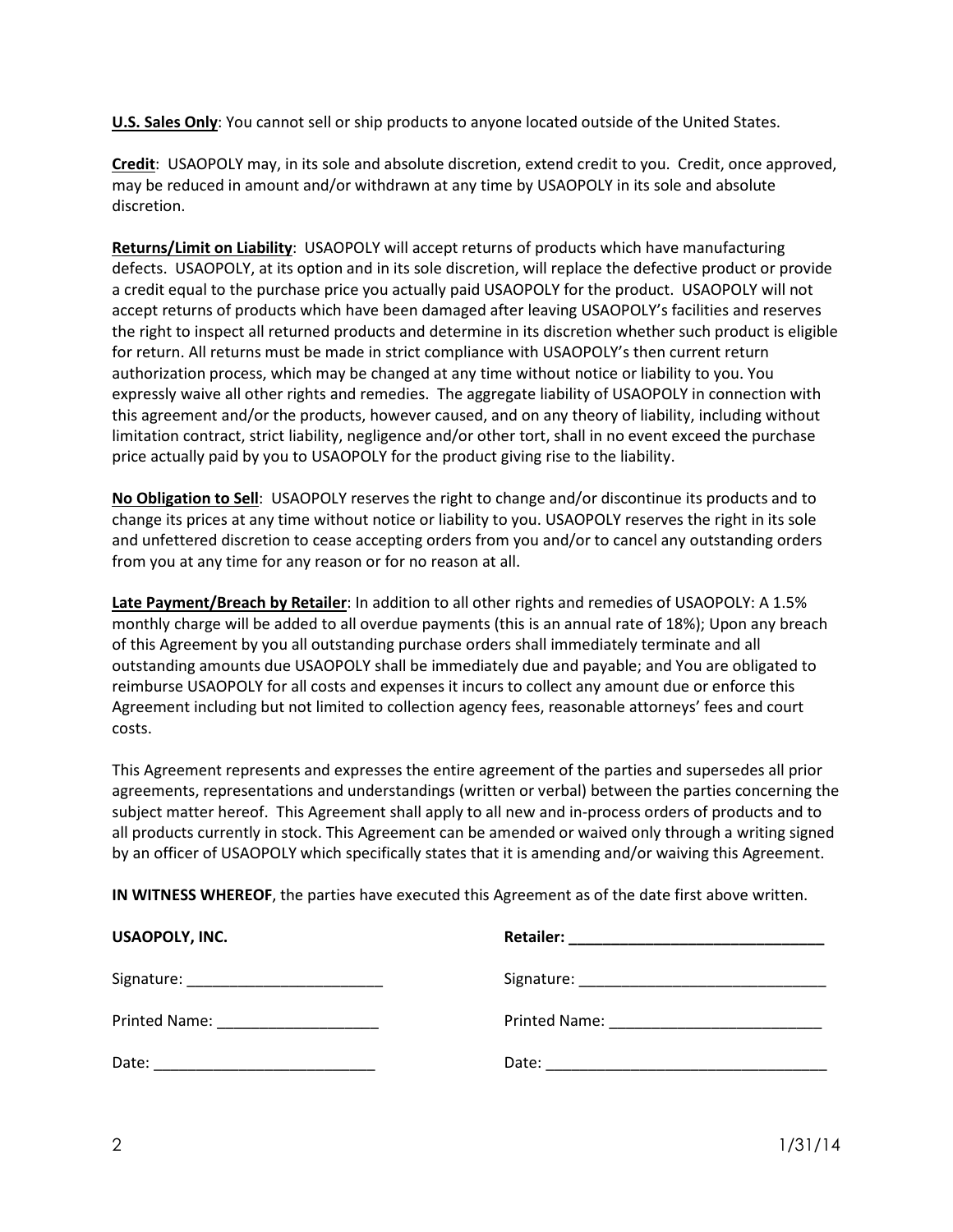**U.S. Sales Only**: You cannot sell or ship products to anyone located outside of the United States.

**Credit**: USAOPOLY may, in its sole and absolute discretion, extend credit to you. Credit, once approved, may be reduced in amount and/or withdrawn at any time by USAOPOLY in its sole and absolute discretion.

**Returns/Limit on Liability**: USAOPOLY will accept returns of products which have manufacturing defects. USAOPOLY, at its option and in its sole discretion, will replace the defective product or provide a credit equal to the purchase price you actually paid USAOPOLY for the product. USAOPOLY will not accept returns of products which have been damaged after leaving USAOPOLY's facilities and reserves the right to inspect all returned products and determine in its discretion whether such product is eligible for return. All returns must be made in strict compliance with USAOPOLY's then current return authorization process, which may be changed at any time without notice or liability to you. You expressly waive all other rights and remedies. The aggregate liability of USAOPOLY in connection with this agreement and/or the products, however caused, and on any theory of liability, including without limitation contract, strict liability, negligence and/or other tort, shall in no event exceed the purchase price actually paid by you to USAOPOLY for the product giving rise to the liability.

**No Obligation to Sell**: USAOPOLY reserves the right to change and/or discontinue its products and to change its prices at any time without notice or liability to you. USAOPOLY reserves the right in its sole and unfettered discretion to cease accepting orders from you and/or to cancel any outstanding orders from you at any time for any reason or for no reason at all.

**Late Payment/Breach by Retailer**: In addition to all other rights and remedies of USAOPOLY: A 1.5% monthly charge will be added to all overdue payments (this is an annual rate of 18%); Upon any breach of this Agreement by you all outstanding purchase orders shall immediately terminate and all outstanding amounts due USAOPOLY shall be immediately due and payable; and You are obligated to reimburse USAOPOLY for all costs and expenses it incurs to collect any amount due or enforce this Agreement including but not limited to collection agency fees, reasonable attorneys' fees and court costs.

This Agreement represents and expresses the entire agreement of the parties and supersedes all prior agreements, representations and understandings (written or verbal) between the parties concerning the subject matter hereof. This Agreement shall apply to all new and in-process orders of products and to all products currently in stock. This Agreement can be amended or waived only through a writing signed by an officer of USAOPOLY which specifically states that it is amending and/or waiving this Agreement.

**IN WITNESS WHEREOF**, the parties have executed this Agreement as of the date first above written.

**USAOPOLY, INC.**

Signature: _______________________

Printed Name: ___________________

Date: __________________________

**Retailer: ______________________________**

Signature: _____________________________

Printed Name: _________________________

Date: _________________________________

1/31/14